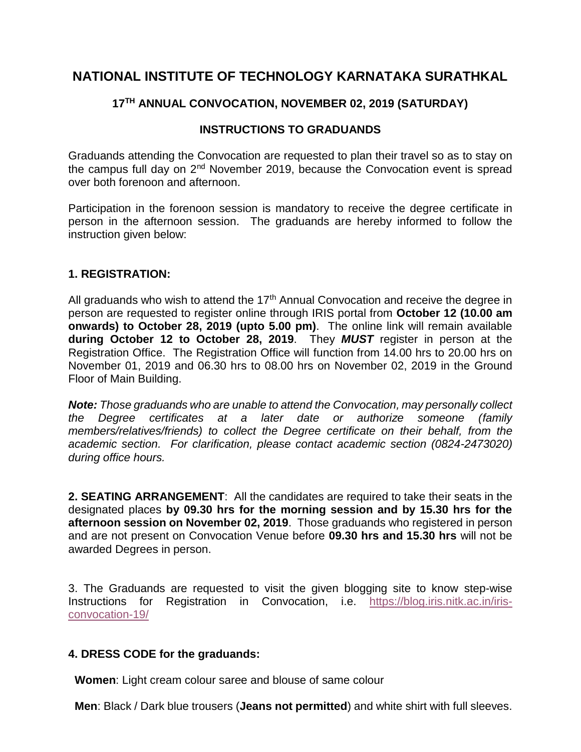# NATIONAL INSTITUTE OF TECHNOLOGY KARNATAKA SURATHKAL

## 17TH ANNUAL CONVOCATION, NOVEMBER 02, 2019 (SATURDAY)

## INSTRUCTIONS TO GRADUANDS

Graduands attending the Convocation are requested to plan their travel so as to stay on the campus full day on 2nd November 2019, because the Convocation event is spread over both forenoon and afternoon.

Participation in the forenoon session is mandatory to receive the degree certificate in person in the afternoon session. The graduands are hereby informed to follow the instruction given below:

### 1. REGISTRATION:

All graduands who wish to attend the 17th Annual Convocation and receive the degree in person are requested to register online through IRIS portal from **October 12 (10.00 am onwards) to October 28, 2019 (upto 5.00 pm)**. The online link will remain available **during October 12 to October 28, 2019**. They ***MUST*** register in person at the Registration Office. The Registration Office will function from 14.00 hrs to 20.00 hrs on November 01, 2019 and 06.30 hrs to 08.00 hrs on November 02, 2019 in the Ground Floor of Main Building.

***Note:*** *Those graduands who are unable to attend the Convocation, may personally collect the Degree certificates at a later date or authorize someone (family members/relatives/friends) to collect the Degree certificate on their behalf, from the academic section. For clarification, please contact academic section (0824-2473020) during office hours.*

**2. SEATING ARRANGEMENT**: All the candidates are required to take their seats in the designated places **by 09.30 hrs for the morning session and by 15.30 hrs for the afternoon session on November 02, 2019**. Those graduands who registered in person and are not present on Convocation Venue before **09.30 hrs and 15.30 hrs** will not be awarded Degrees in person.

3. The Graduands are requested to visit the given blogging site to know step-wise Instructions for Registration in Convocation, i.e. https://blog.iris.nitk.ac.in/iris-convocation-19/

### 4. DRESS CODE for the graduands:

**Women**: Light cream colour saree and blouse of same colour

**Men**: Black / Dark blue trousers (**Jeans not permitted**) and white shirt with full sleeves.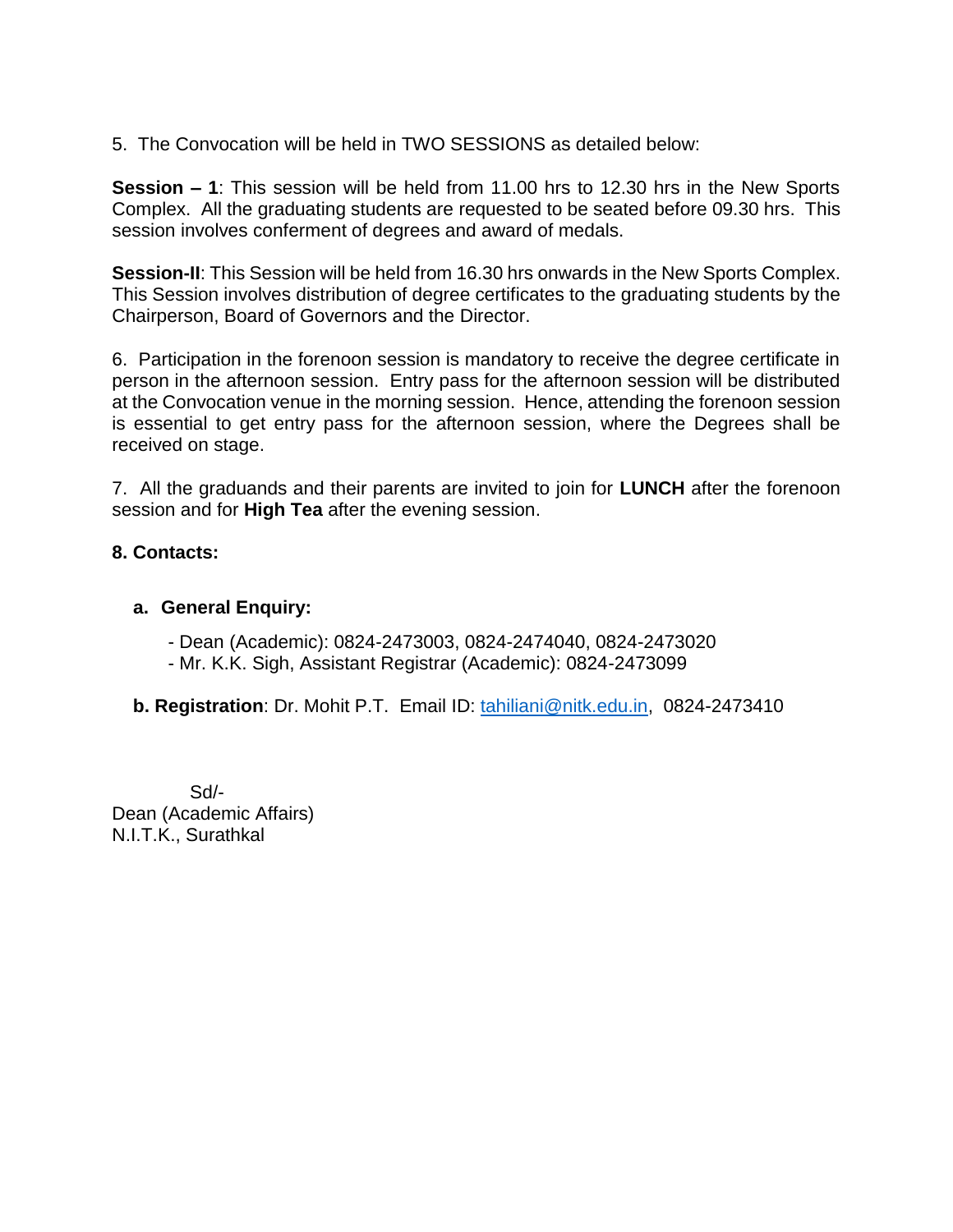5. The Convocation will be held in TWO SESSIONS as detailed below:

**Session – 1**: This session will be held from 11.00 hrs to 12.30 hrs in the New Sports Complex. All the graduating students are requested to be seated before 09.30 hrs. This session involves conferment of degrees and award of medals.

**Session-II**: This Session will be held from 16.30 hrs onwards in the New Sports Complex. This Session involves distribution of degree certificates to the graduating students by the Chairperson, Board of Governors and the Director.

6. Participation in the forenoon session is mandatory to receive the degree certificate in person in the afternoon session. Entry pass for the afternoon session will be distributed at the Convocation venue in the morning session. Hence, attending the forenoon session is essential to get entry pass for the afternoon session, where the Degrees shall be received on stage.

7. All the graduands and their parents are invited to join for **LUNCH** after the forenoon session and for **High Tea** after the evening session.

**8. Contacts:**

**a. General Enquiry:**

- Dean (Academic): 0824-2473003, 0824-2474040, 0824-2473020
- Mr. K.K. Sigh, Assistant Registrar (Academic): 0824-2473099

**b. Registration**: Dr. Mohit P.T. Email ID: tahiliani@nitk.edu.in, 0824-2473410

Sd/-
Dean (Academic Affairs)
N.I.T.K., Surathkal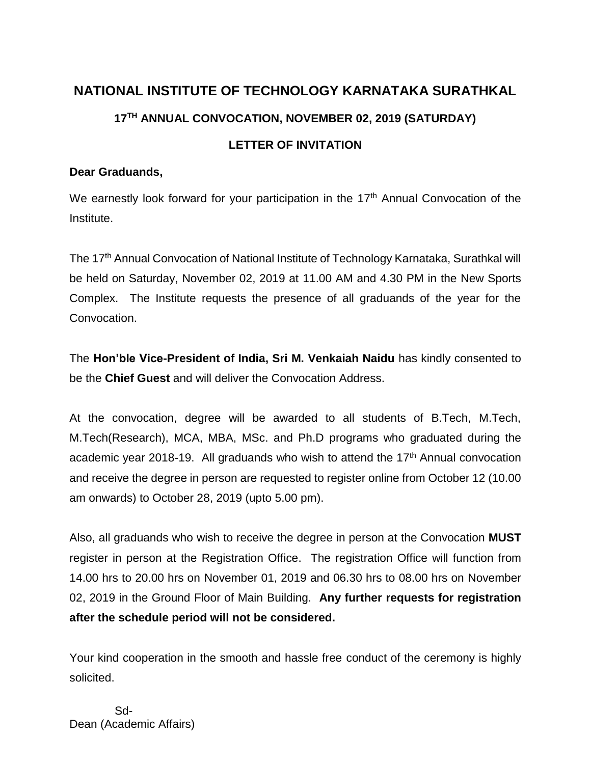# NATIONAL INSTITUTE OF TECHNOLOGY KARNATAKA SURATHKAL

## 17TH ANNUAL CONVOCATION, NOVEMBER 02, 2019 (SATURDAY)

### LETTER OF INVITATION

**Dear Graduands,**

We earnestly look forward for your participation in the 17th Annual Convocation of the Institute.

The 17th Annual Convocation of National Institute of Technology Karnataka, Surathkal will be held on Saturday, November 02, 2019 at 11.00 AM and 4.30 PM in the New Sports Complex. The Institute requests the presence of all graduands of the year for the Convocation.

The **Hon'ble Vice-President of India, Sri M. Venkaiah Naidu** has kindly consented to be the **Chief Guest** and will deliver the Convocation Address.

At the convocation, degree will be awarded to all students of B.Tech, M.Tech, M.Tech(Research), MCA, MBA, MSc. and Ph.D programs who graduated during the academic year 2018-19. All graduands who wish to attend the 17th Annual convocation and receive the degree in person are requested to register online from October 12 (10.00 am onwards) to October 28, 2019 (upto 5.00 pm).

Also, all graduands who wish to receive the degree in person at the Convocation **MUST** register in person at the Registration Office. The registration Office will function from 14.00 hrs to 20.00 hrs on November 01, 2019 and 06.30 hrs to 08.00 hrs on November 02, 2019 in the Ground Floor of Main Building. **Any further requests for registration after the schedule period will not be considered.**

Your kind cooperation in the smooth and hassle free conduct of the ceremony is highly solicited.

Sd-
Dean (Academic Affairs)